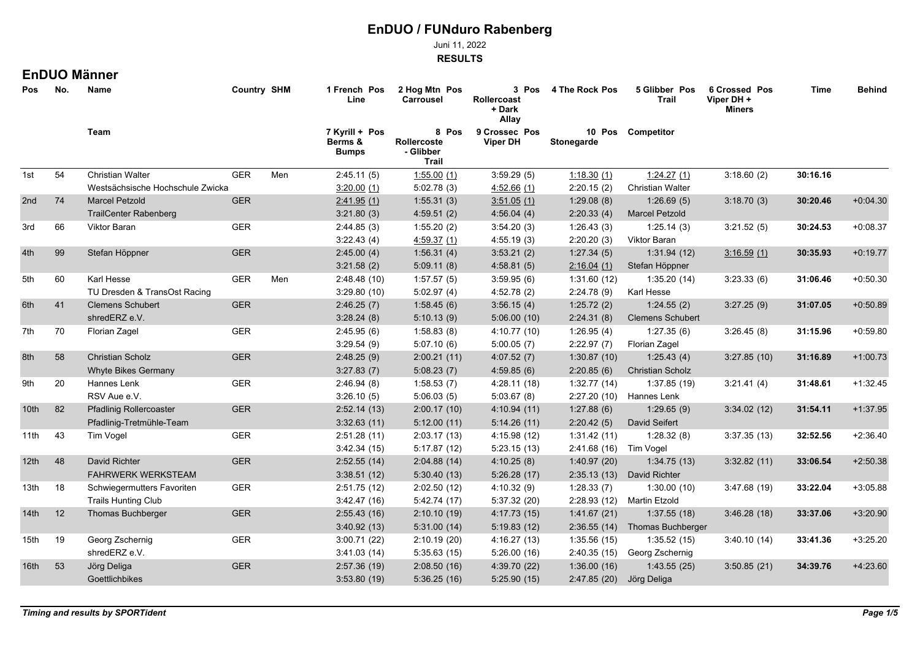# EnDUO / FUNduro Rabenberg

Juni 11, 2022

**RESULTS**

## EnDUO Männer

| Pos | No. | Name / Team | Country | SHM | 1 French Line / 7 Kyrill + Berms & Bumps (Pos) | 2 Hog Mtn Carrousel / 8 Rollercoste - Glibber Trail (Pos) | 3 Rollercoast + Dark Allay / 9 Crossec Viper DH (Pos) | 4 The Rock / 10 Stonegarde (Pos) | 5 Glibber Trail (Pos) / Competitor | 6 Crossed Viper DH + Miners (Pos) | Time | Behind |
|---|---|---|---|---|---|---|---|---|---|---|---|---|
| 1st | 54 | Christian Walter | GER | Men | 2:45.11 (5) | 1:55.00 (1) | 3:59.29 (5) | 1:18.30 (1) | 1:24.27 (1) | 3:18.60 (2) | 30:16.16 | |
| | | Westsächsische Hochschule Zwicka | | | 3:20.00 (1) | 5:02.78 (3) | 4:52.66 (1) | 2:20.15 (2) | Christian Walter | | | |
| 2nd | 74 | Marcel Petzold | GER | | 2:41.95 (1) | 1:55.31 (3) | 3:51.05 (1) | 1:29.08 (8) | 1:26.69 (5) | 3:18.70 (3) | 30:20.46 | +0:04.30 |
| | | TrailCenter Rabenberg | | | 3:21.80 (3) | 4:59.51 (2) | 4:56.04 (4) | 2:20.33 (4) | Marcel Petzold | | | |
| 3rd | 66 | Viktor Baran | GER | | 2:44.85 (3) | 1:55.20 (2) | 3:54.20 (3) | 1:26.43 (3) | 1:25.14 (3) | 3:21.52 (5) | 30:24.53 | +0:08.37 |
| | | | | | 3:22.43 (4) | 4:59.37 (1) | 4:55.19 (3) | 2:20.20 (3) | Viktor Baran | | | |
| 4th | 99 | Stefan Höppner | GER | | 2:45.00 (4) | 1:56.31 (4) | 3:53.21 (2) | 1:27.34 (5) | 1:31.94 (12) | 3:16.59 (1) | 30:35.93 | +0:19.77 |
| | | | | | 3:21.58 (2) | 5:09.11 (8) | 4:58.81 (5) | 2:16.04 (1) | Stefan Höppner | | | |
| 5th | 60 | Karl Hesse | GER | Men | 2:48.48 (10) | 1:57.57 (5) | 3:59.95 (6) | 1:31.60 (12) | 1:35.20 (14) | 3:23.33 (6) | 31:06.46 | +0:50.30 |
| | | TU Dresden & TransOst Racing | | | 3:29.80 (10) | 5:02.97 (4) | 4:52.78 (2) | 2:24.78 (9) | Karl Hesse | | | |
| 6th | 41 | Clemens Schubert | GER | | 2:46.25 (7) | 1:58.45 (6) | 3:56.15 (4) | 1:25.72 (2) | 1:24.55 (2) | 3:27.25 (9) | 31:07.05 | +0:50.89 |
| | | shredERZ e.V. | | | 3:28.24 (8) | 5:10.13 (9) | 5:06.00 (10) | 2:24.31 (8) | Clemens Schubert | | | |
| 7th | 70 | Florian Zagel | GER | | 2:45.95 (6) | 1:58.83 (8) | 4:10.77 (10) | 1:26.95 (4) | 1:27.35 (6) | 3:26.45 (8) | 31:15.96 | +0:59.80 |
| | | | | | 3:29.54 (9) | 5:07.10 (6) | 5:00.05 (7) | 2:22.97 (7) | Florian Zagel | | | |
| 8th | 58 | Christian Scholz | GER | | 2:48.25 (9) | 2:00.21 (11) | 4:07.52 (7) | 1:30.87 (10) | 1:25.43 (4) | 3:27.85 (10) | 31:16.89 | +1:00.73 |
| | | Whyte Bikes Germany | | | 3:27.83 (7) | 5:08.23 (7) | 4:59.85 (6) | 2:20.85 (6) | Christian Scholz | | | |
| 9th | 20 | Hannes Lenk | GER | | 2:46.94 (8) | 1:58.53 (7) | 4:28.11 (18) | 1:32.77 (14) | 1:37.85 (19) | 3:21.41 (4) | 31:48.61 | +1:32.45 |
| | | RSV Aue e.V. | | | 3:26.10 (5) | 5:06.03 (5) | 5:03.67 (8) | 2:27.20 (10) | Hannes Lenk | | | |
| 10th | 82 | Pfadlinig Rollercoaster | GER | | 2:52.14 (13) | 2:00.17 (10) | 4:10.94 (11) | 1:27.88 (6) | 1:29.65 (9) | 3:34.02 (12) | 31:54.11 | +1:37.95 |
| | | Pfadlinig-Tretmühle-Team | | | 3:32.63 (11) | 5:12.00 (11) | 5:14.26 (11) | 2:20.42 (5) | David Seifert | | | |
| 11th | 43 | Tim Vogel | GER | | 2:51.28 (11) | 2:03.17 (13) | 4:15.98 (12) | 1:31.42 (11) | 1:28.32 (8) | 3:37.35 (13) | 32:52.56 | +2:36.40 |
| | | | | | 3:42.34 (15) | 5:17.87 (12) | 5:23.15 (13) | 2:41.68 (16) | Tim Vogel | | | |
| 12th | 48 | David Richter | GER | | 2:52.55 (14) | 2:04.88 (14) | 4:10.25 (8) | 1:40.97 (20) | 1:34.75 (13) | 3:32.82 (11) | 33:06.54 | +2:50.38 |
| | | FAHRWERK WERKSTEAM | | | 3:38.51 (12) | 5:30.40 (13) | 5:26.28 (17) | 2:35.13 (13) | David Richter | | | |
| 13th | 18 | Schwiegermutters Favoriten | GER | | 2:51.75 (12) | 2:02.50 (12) | 4:10.32 (9) | 1:28.33 (7) | 1:30.00 (10) | 3:47.68 (19) | 33:22.04 | +3:05.88 |
| | | Trails Hunting Club | | | 3:42.47 (16) | 5:42.74 (17) | 5:37.32 (20) | 2:28.93 (12) | Martin Etzold | | | |
| 14th | 12 | Thomas Buchberger | GER | | 2:55.43 (16) | 2:10.10 (19) | 4:17.73 (15) | 1:41.67 (21) | 1:37.55 (18) | 3:46.28 (18) | 33:37.06 | +3:20.90 |
| | | | | | 3:40.92 (13) | 5:31.00 (14) | 5:19.83 (12) | 2:36.55 (14) | Thomas Buchberger | | | |
| 15th | 19 | Georg Zschernig | GER | | 3:00.71 (22) | 2:10.19 (20) | 4:16.27 (13) | 1:35.56 (15) | 1:35.52 (15) | 3:40.10 (14) | 33:41.36 | +3:25.20 |
| | | shredERZ e.V. | | | 3:41.03 (14) | 5:35.63 (15) | 5:26.00 (16) | 2:40.35 (15) | Georg Zschernig | | | |
| 16th | 53 | Jörg Deliga | GER | | 2:57.36 (19) | 2:08.50 (16) | 4:39.70 (22) | 1:36.00 (16) | 1:43.55 (25) | 3:50.85 (21) | 34:39.76 | +4:23.60 |
| | | Goettlichbikes | | | 3:53.80 (19) | 5:36.25 (16) | 5:25.90 (15) | 2:47.85 (20) | Jörg Deliga | | | |

*Timing and results by SPORTident*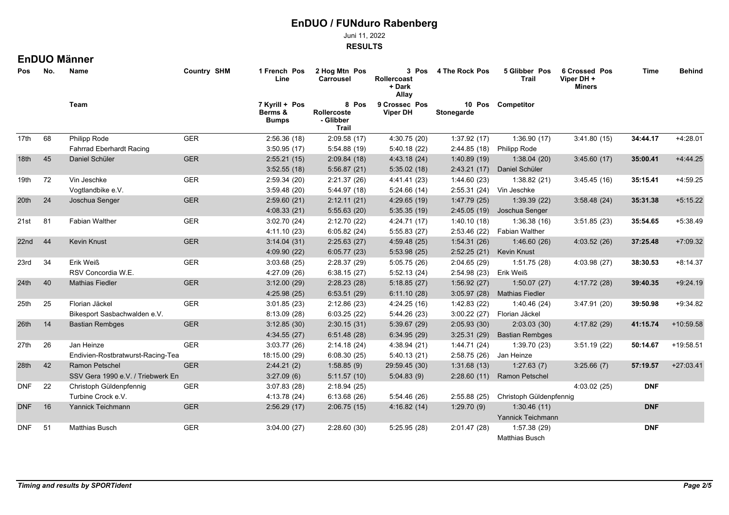# EnDUO / FUNduro Rabenberg

Juni 11, 2022

**RESULTS**

## EnDUO Männer

| Pos | No. | Name | Country | SHM | 1 French Line Pos | 2 Hog Mtn Carrousel Pos | 3 Rollercoast + Dark Allay Pos | 4 The Rock Pos | 5 Glibber Trail Pos | 6 Crossed Viper DH + Miners Pos | Time | Behind |
|---|---|---|---|---|---|---|---|---|---|---|---|---|
| | | Team | | | 7 Kyrill + Berms & Bumps Pos | 8 Rollercoste - Glibber Trail Pos | 9 Crossec Viper DH Pos | 10 Stonegarde Pos | Competitor | | | |
| 17th | 68 | Philipp Rode | GER | | 2:56.36 (18) | 2:09.58 (17) | 4:30.75 (20) | 1:37.92 (17) | 1:36.90 (17) | 3:41.80 (15) | **34:44.17** | +4:28.01 |
| | | Fahrrad Eberhardt Racing | | | 3:50.95 (17) | 5:54.88 (19) | 5:40.18 (22) | 2:44.85 (18) | Philipp Rode | | | |
| 18th | 45 | Daniel Schüler | GER | | 2:55.21 (15) | 2:09.84 (18) | 4:43.18 (24) | 1:40.89 (19) | 1:38.04 (20) | 3:45.60 (17) | **35:00.41** | +4:44.25 |
| | | | | | 3:52.55 (18) | 5:56.87 (21) | 5:35.02 (18) | 2:43.21 (17) | Daniel Schüler | | | |
| 19th | 72 | Vin Jeschke | GER | | 2:59.34 (20) | 2:21.37 (26) | 4:41.41 (23) | 1:44.60 (23) | 1:38.82 (21) | 3:45.45 (16) | **35:15.41** | +4:59.25 |
| | | Vogtlandbike e.V. | | | 3:59.48 (20) | 5:44.97 (18) | 5:24.66 (14) | 2:55.31 (24) | Vin Jeschke | | | |
| 20th | 24 | Joschua Senger | GER | | 2:59.60 (21) | 2:12.11 (21) | 4:29.65 (19) | 1:47.79 (25) | 1:39.39 (22) | 3:58.48 (24) | **35:31.38** | +5:15.22 |
| | | | | | 4:08.33 (21) | 5:55.63 (20) | 5:35.35 (19) | 2:45.05 (19) | Joschua Senger | | | |
| 21st | 81 | Fabian Walther | GER | | 3:02.70 (24) | 2:12.70 (22) | 4:24.71 (17) | 1:40.10 (18) | 1:36.38 (16) | 3:51.85 (23) | **35:54.65** | +5:38.49 |
| | | | | | 4:11.10 (23) | 6:05.82 (24) | 5:55.83 (27) | 2:53.46 (22) | Fabian Walther | | | |
| 22nd | 44 | Kevin Knust | GER | | 3:14.04 (31) | 2:25.63 (27) | 4:59.48 (25) | 1:54.31 (26) | 1:46.60 (26) | 4:03.52 (26) | **37:25.48** | +7:09.32 |
| | | | | | 4:09.90 (22) | 6:05.77 (23) | 5:53.98 (25) | 2:52.25 (21) | Kevin Knust | | | |
| 23rd | 34 | Erik Weiß | GER | | 3:03.68 (25) | 2:28.37 (29) | 5:05.75 (26) | 2:04.65 (29) | 1:51.75 (28) | 4:03.98 (27) | **38:30.53** | +8:14.37 |
| | | RSV Concordia W.E. | | | 4:27.09 (26) | 6:38.15 (27) | 5:52.13 (24) | 2:54.98 (23) | Erik Weiß | | | |
| 24th | 40 | Mathias Fiedler | GER | | 3:12.00 (29) | 2:28.23 (28) | 5:18.85 (27) | 1:56.92 (27) | 1:50.07 (27) | 4:17.72 (28) | **39:40.35** | +9:24.19 |
| | | | | | 4:25.98 (25) | 6:53.51 (29) | 6:11.10 (28) | 3:05.97 (28) | Mathias Fiedler | | | |
| 25th | 25 | Florian Jäckel | GER | | 3:01.85 (23) | 2:12.86 (23) | 4:24.25 (16) | 1:42.83 (22) | 1:40.46 (24) | 3:47.91 (20) | **39:50.98** | +9:34.82 |
| | | Bikesport Sasbachwalden e.V. | | | 8:13.09 (28) | 6:03.25 (22) | 5:44.26 (23) | 3:00.22 (27) | Florian Jäckel | | | |
| 26th | 14 | Bastian Rembges | GER | | 3:12.85 (30) | 2:30.15 (31) | 5:39.67 (29) | 2:05.93 (30) | 2:03.03 (30) | 4:17.82 (29) | **41:15.74** | +10:59.58 |
| | | | | | 4:34.55 (27) | 6:51.48 (28) | 6:34.95 (29) | 3:25.31 (29) | Bastian Rembges | | | |
| 27th | 26 | Jan Heinze | GER | | 3:03.77 (26) | 2:14.18 (24) | 4:38.94 (21) | 1:44.71 (24) | 1:39.70 (23) | 3:51.19 (22) | **50:14.67** | +19:58.51 |
| | | Endivien-Rostbratwurst-Racing-Tea | | | 18:15.00 (29) | 6:08.30 (25) | 5:40.13 (21) | 2:58.75 (26) | Jan Heinze | | | |
| 28th | 42 | Ramon Petschel | GER | | 2:44.21 (2) | 1:58.85 (9) | 29:59.45 (30) | 1:31.68 (13) | 1:27.63 (7) | 3:25.66 (7) | **57:19.57** | +27:03.41 |
| | | SSV Gera 1990 e.V. / Triebwerk En | | | 3:27.09 (6) | 5:11.57 (10) | 5:04.83 (9) | 2:28.60 (11) | Ramon Petschel | | | |
| DNF | 22 | Christoph Güldenpfennig | GER | | 3:07.83 (28) | 2:18.94 (25) | | | | 4:03.02 (25) | **DNF** | |
| | | Turbine Crock e.V. | | | 4:13.78 (24) | 6:13.68 (26) | 5:54.46 (26) | 2:55.88 (25) | Christoph Güldenpfennig | | | |
| DNF | 16 | Yannick Teichmann | GER | | 2:56.29 (17) | 2:06.75 (15) | 4:16.82 (14) | 1:29.70 (9) | 1:30.46 (11) | | **DNF** | |
| | | | | | | | | | Yannick Teichmann | | | |
| DNF | 51 | Matthias Busch | GER | | 3:04.00 (27) | 2:28.60 (30) | 5:25.95 (28) | 2:01.47 (28) | 1:57.38 (29) | | **DNF** | |
| | | | | | | | | | Matthias Busch | | | |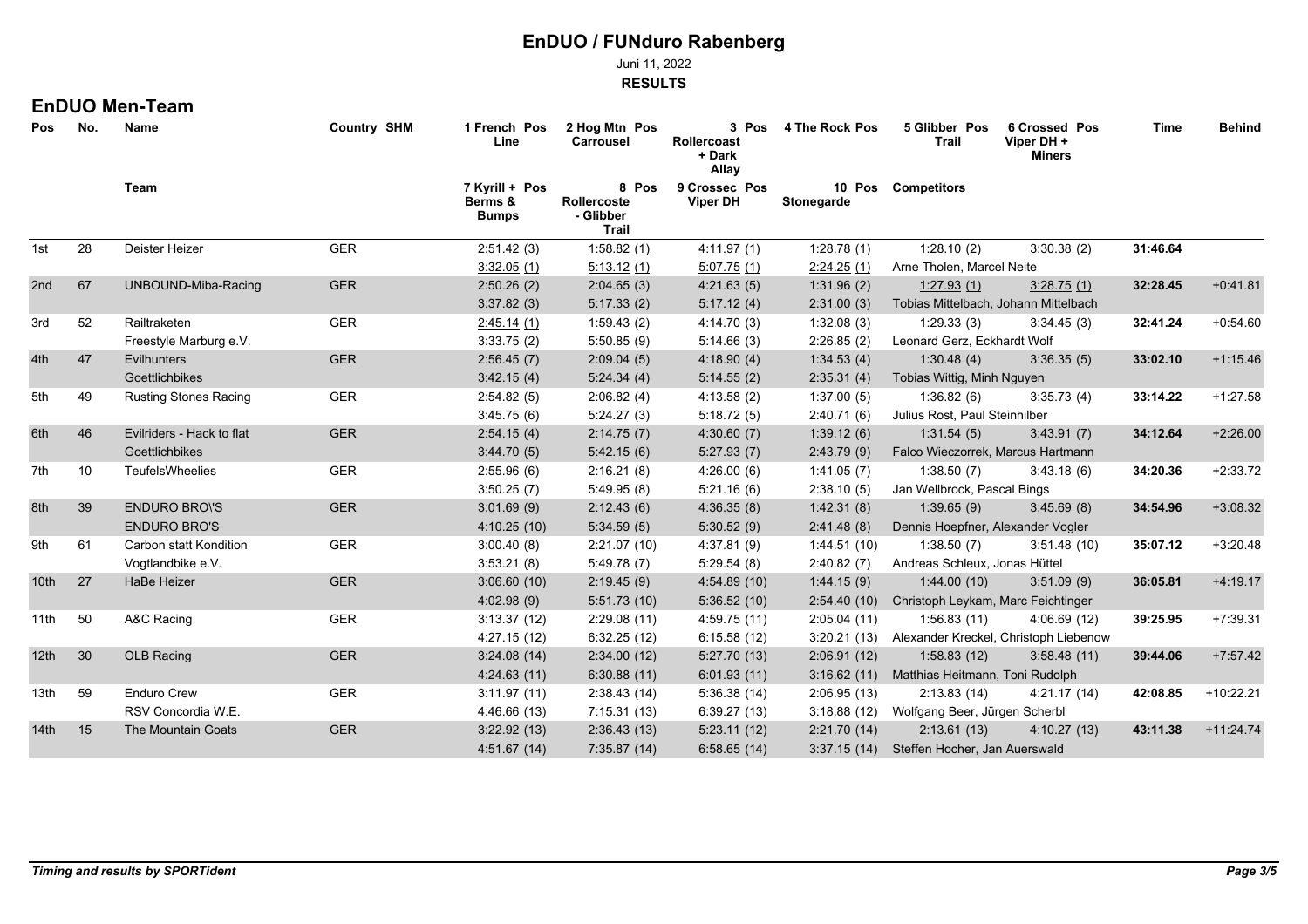# EnDUO / FUNduro Rabenberg

Juni 11, 2022

**RESULTS**

## EnDUO Men-Team

| Pos | No. | Name / Team | Country SHM | 1 French Line Pos / 7 Kyrill + Berms & Bumps Pos | 2 Hog Mtn Carrousel Pos / 8 Rollercoste - Glibber Trail Pos | 3 Rollercoast + Dark Allay Pos / 9 Crossec Viper DH Pos | 4 The Rock Pos / 10 Stonegarde Pos | 5 Glibber Trail Pos / Competitors | 6 Crossed Viper DH + Miners Pos | Time | Behind |
|---|---|---|---|---|---|---|---|---|---|---|---|
| 1st | 28 | Deister Heizer | GER | 2:51.42 (3) | 1:58.82 (1) | 4:11.97 (1) | 1:28.78 (1) | 1:28.10 (2) | 3:30.38 (2) | 31:46.64 | |
| | | | | 3:32.05 (1) | 5:13.12 (1) | 5:07.75 (1) | 2:24.25 (1) | Arne Tholen, Marcel Neite | | | |
| 2nd | 67 | UNBOUND-Miba-Racing | GER | 2:50.26 (2) | 2:04.65 (3) | 4:21.63 (5) | 1:31.96 (2) | 1:27.93 (1) | 3:28.75 (1) | 32:28.45 | +0:41.81 |
| | | | | 3:37.82 (3) | 5:17.33 (2) | 5:17.12 (4) | 2:31.00 (3) | Tobias Mittelbach, Johann Mittelbach | | | |
| 3rd | 52 | Railtraketen | GER | 2:45.14 (1) | 1:59.43 (2) | 4:14.70 (3) | 1:32.08 (3) | 1:29.33 (3) | 3:34.45 (3) | 32:41.24 | +0:54.60 |
| | | Freestyle Marburg e.V. | | 3:33.75 (2) | 5:50.85 (9) | 5:14.66 (3) | 2:26.85 (2) | Leonard Gerz, Eckhardt Wolf | | | |
| 4th | 47 | Evilhunters | GER | 2:56.45 (7) | 2:09.04 (5) | 4:18.90 (4) | 1:34.53 (4) | 1:30.48 (4) | 3:36.35 (5) | 33:02.10 | +1:15.46 |
| | | Goettlichbikes | | 3:42.15 (4) | 5:24.34 (4) | 5:14.55 (2) | 2:35.31 (4) | Tobias Wittig, Minh Nguyen | | | |
| 5th | 49 | Rusting Stones Racing | GER | 2:54.82 (5) | 2:06.82 (4) | 4:13.58 (2) | 1:37.00 (5) | 1:36.82 (6) | 3:35.73 (4) | 33:14.22 | +1:27.58 |
| | | | | 3:45.75 (6) | 5:24.27 (3) | 5:18.72 (5) | 2:40.71 (6) | Julius Rost, Paul Steinhilber | | | |
| 6th | 46 | Evilriders - Hack to flat | GER | 2:54.15 (4) | 2:14.75 (7) | 4:30.60 (7) | 1:39.12 (6) | 1:31.54 (5) | 3:43.91 (7) | 34:12.64 | +2:26.00 |
| | | Goettlichbikes | | 3:44.70 (5) | 5:42.15 (6) | 5:27.93 (7) | 2:43.79 (9) | Falco Wieczorrek, Marcus Hartmann | | | |
| 7th | 10 | TeufelsWheelies | GER | 2:55.96 (6) | 2:16.21 (8) | 4:26.00 (6) | 1:41.05 (7) | 1:38.50 (7) | 3:43.18 (6) | 34:20.36 | +2:33.72 |
| | | | | 3:50.25 (7) | 5:49.95 (8) | 5:21.16 (6) | 2:38.10 (5) | Jan Wellbrock, Pascal Bings | | | |
| 8th | 39 | ENDURO BRO\'S | GER | 3:01.69 (9) | 2:12.43 (6) | 4:36.35 (8) | 1:42.31 (8) | 1:39.65 (9) | 3:45.69 (8) | 34:54.96 | +3:08.32 |
| | | ENDURO BRO'S | | 4:10.25 (10) | 5:34.59 (5) | 5:30.52 (9) | 2:41.48 (8) | Dennis Hoepfner, Alexander Vogler | | | |
| 9th | 61 | Carbon statt Kondition | GER | 3:00.40 (8) | 2:21.07 (10) | 4:37.81 (9) | 1:44.51 (10) | 1:38.50 (7) | 3:51.48 (10) | 35:07.12 | +3:20.48 |
| | | Vogtlandbike e.V. | | 3:53.21 (8) | 5:49.78 (7) | 5:29.54 (8) | 2:40.82 (7) | Andreas Schleux, Jonas Hüttel | | | |
| 10th | 27 | HaBe Heizer | GER | 3:06.60 (10) | 2:19.45 (9) | 4:54.89 (10) | 1:44.15 (9) | 1:44.00 (10) | 3:51.09 (9) | 36:05.81 | +4:19.17 |
| | | | | 4:02.98 (9) | 5:51.73 (10) | 5:36.52 (10) | 2:54.40 (10) | Christoph Leykam, Marc Feichtinger | | | |
| 11th | 50 | A&C Racing | GER | 3:13.37 (12) | 2:29.08 (11) | 4:59.75 (11) | 2:05.04 (11) | 1:56.83 (11) | 4:06.69 (12) | 39:25.95 | +7:39.31 |
| | | | | 4:27.15 (12) | 6:32.25 (12) | 6:15.58 (12) | 3:20.21 (13) | Alexander Kreckel, Christoph Liebenow | | | |
| 12th | 30 | OLB Racing | GER | 3:24.08 (14) | 2:34.00 (12) | 5:27.70 (13) | 2:06.91 (12) | 1:58.83 (12) | 3:58.48 (11) | 39:44.06 | +7:57.42 |
| | | | | 4:24.63 (11) | 6:30.88 (11) | 6:01.93 (11) | 3:16.62 (11) | Matthias Heitmann, Toni Rudolph | | | |
| 13th | 59 | Enduro Crew | GER | 3:11.97 (11) | 2:38.43 (14) | 5:36.38 (14) | 2:06.95 (13) | 2:13.83 (14) | 4:21.17 (14) | 42:08.85 | +10:22.21 |
| | | RSV Concordia W.E. | | 4:46.66 (13) | 7:15.31 (13) | 6:39.27 (13) | 3:18.88 (12) | Wolfgang Beer, Jürgen Scherbl | | | |
| 14th | 15 | The Mountain Goats | GER | 3:22.92 (13) | 2:36.43 (13) | 5:23.11 (12) | 2:21.70 (14) | 2:13.61 (13) | 4:10.27 (13) | 43:11.38 | +11:24.74 |
| | | | | 4:51.67 (14) | 7:35.87 (14) | 6:58.65 (14) | 3:37.15 (14) | Steffen Hocher, Jan Auerswald | | | |

*Timing and results by SPORTident*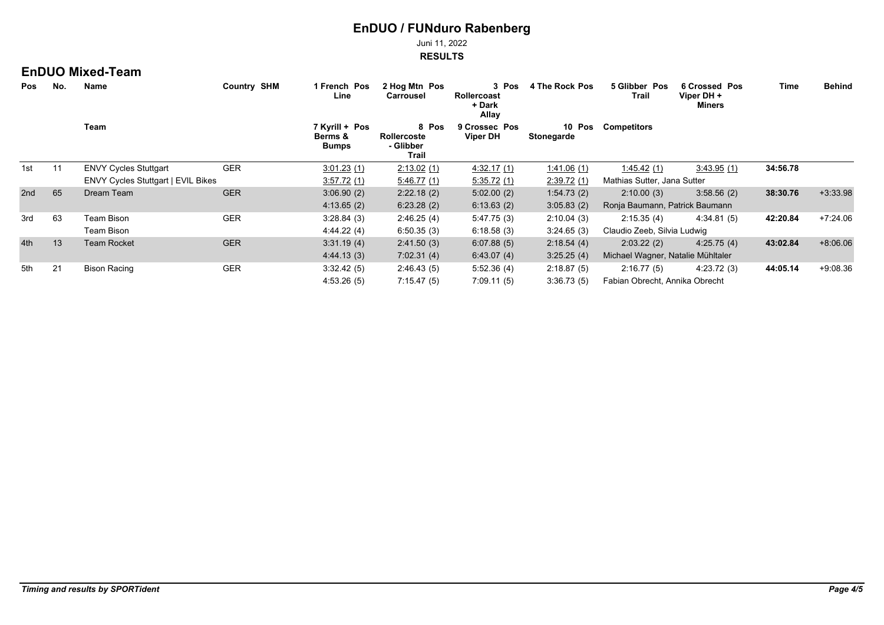# EnDUO / FUNduro Rabenberg

Juni 11, 2022

**RESULTS**

## EnDUO Mixed-Team

| Pos | No. | Name | Country | SHM | 1 French Line | Pos | 2 Hog Mtn Carrousel | Pos | 3 Rollercoast + Dark Allay | Pos | 4 The Rock | Pos | 5 Glibber Trail | Pos | 6 Crossed Viper DH + Miners | Pos | Time | Behind |
|---|---|---|---|---|---|---|---|---|---|---|---|---|---|---|---|---|---|---|
| | | Team | | | 7 Kyrill + Berms & Bumps | Pos | 8 Rollercoste - Glibber Trail | Pos | 9 Crossec Viper DH | Pos | 10 Stonegarde | Pos | Competitors | | | | | |
| 1st | 11 | ENVY Cycles Stuttgart | GER | | 3:01.23 | (1) | 2:13.02 | (1) | 4:32.17 | (1) | 1:41.06 | (1) | 1:45.42 | (1) | 3:43.95 | (1) | **34:56.78** | |
| | | ENVY Cycles Stuttgart \| EVIL Bikes | | | 3:57.72 | (1) | 5:46.77 | (1) | 5:35.72 | (1) | 2:39.72 | (1) | Mathias Sutter, Jana Sutter | | | | | |
| 2nd | 65 | Dream Team | GER | | 3:06.90 | (2) | 2:22.18 | (2) | 5:02.00 | (2) | 1:54.73 | (2) | 2:10.00 | (3) | 3:58.56 | (2) | **38:30.76** | +3:33.98 |
| | | | | | 4:13.65 | (2) | 6:23.28 | (2) | 6:13.63 | (2) | 3:05.83 | (2) | Ronja Baumann, Patrick Baumann | | | | | |
| 3rd | 63 | Team Bison | GER | | 3:28.84 | (3) | 2:46.25 | (4) | 5:47.75 | (3) | 2:10.04 | (3) | 2:15.35 | (4) | 4:34.81 | (5) | **42:20.84** | +7:24.06 |
| | | Team Bison | | | 4:44.22 | (4) | 6:50.35 | (3) | 6:18.58 | (3) | 3:24.65 | (3) | Claudio Zeeb, Silvia Ludwig | | | | | |
| 4th | 13 | Team Rocket | GER | | 3:31.19 | (4) | 2:41.50 | (3) | 6:07.88 | (5) | 2:18.54 | (4) | 2:03.22 | (2) | 4:25.75 | (4) | **43:02.84** | +8:06.06 |
| | | | | | 4:44.13 | (3) | 7:02.31 | (4) | 6:43.07 | (4) | 3:25.25 | (4) | Michael Wagner, Natalie Mühltaler | | | | | |
| 5th | 21 | Bison Racing | GER | | 3:32.42 | (5) | 2:46.43 | (5) | 5:52.36 | (4) | 2:18.87 | (5) | 2:16.77 | (5) | 4:23.72 | (3) | **44:05.14** | +9:08.36 |
| | | | | | 4:53.26 | (5) | 7:15.47 | (5) | 7:09.11 | (5) | 3:36.73 | (5) | Fabian Obrecht, Annika Obrecht | | | | | |

*Timing and results by SPORTident*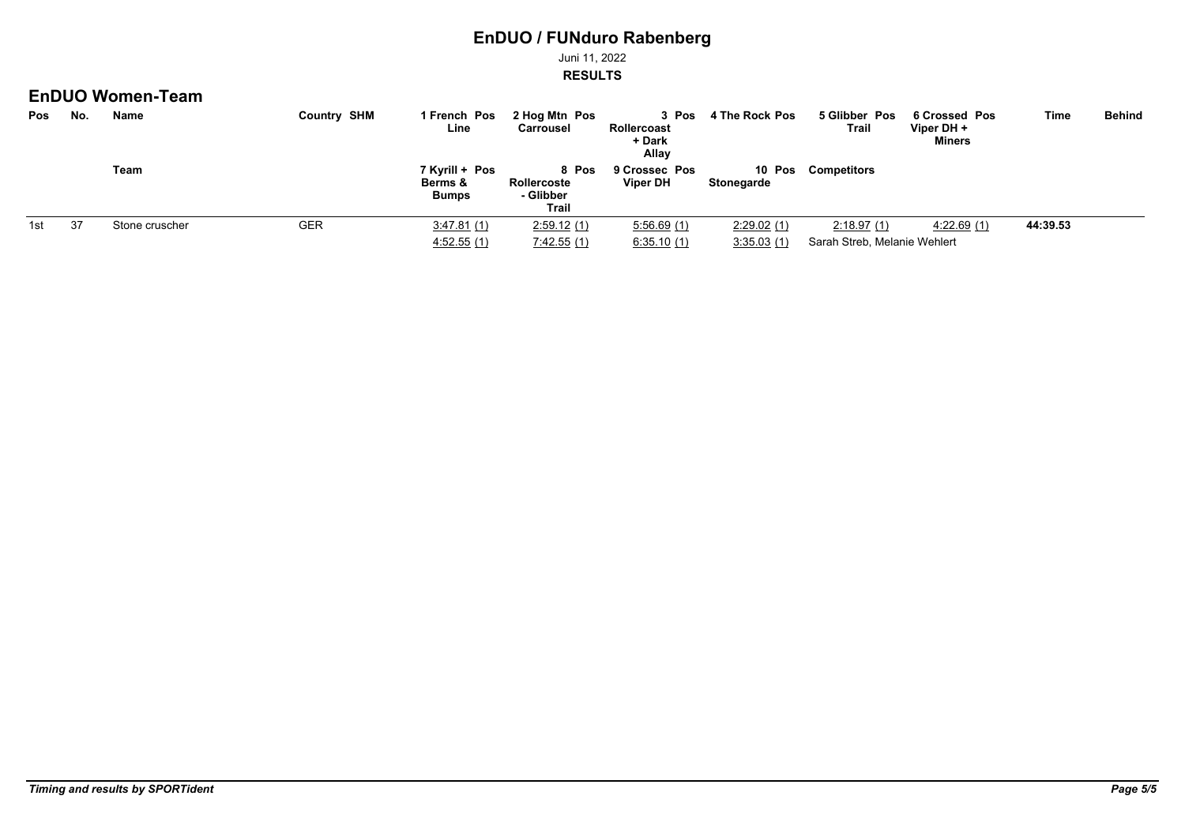# EnDUO / FUNduro Rabenberg

Juni 11, 2022

**RESULTS**

## EnDUO Women-Team

| Pos | No. | Name | Country | SHM | 1 French Line | Pos | 2 Hog Mtn Carrousel | Pos | 3 Rollercoast + Dark Allay | Pos | 4 The Rock | Pos | 5 Glibber Trail | Pos | 6 Crossed Viper DH + Miners | Pos | Time | Behind |
|---|---|---|---|---|---|---|---|---|---|---|---|---|---|---|---|---|---|---|
| | | **Team** | | | **7 Kyrill + Berms & Bumps** | **Pos** | **8 Rollercoste - Glibber Trail** | **Pos** | **9 Crossec Viper DH** | **Pos** | **10 Stonegarde** | **Pos** | **Competitors** | | | | | |
| 1st | 37 | Stone cruscher | GER | | 3:47.81 | (1) | 2:59.12 | (1) | 5:56.69 | (1) | 2:29.02 | (1) | 2:18.97 | (1) | 4:22.69 | (1) | **44:39.53** | |
| | | | | | 4:52.55 | (1) | 7:42.55 | (1) | 6:35.10 | (1) | 3:35.03 | (1) | Sarah Streb, Melanie Wehlert | | | | | |

*Timing and results by SPORTident*